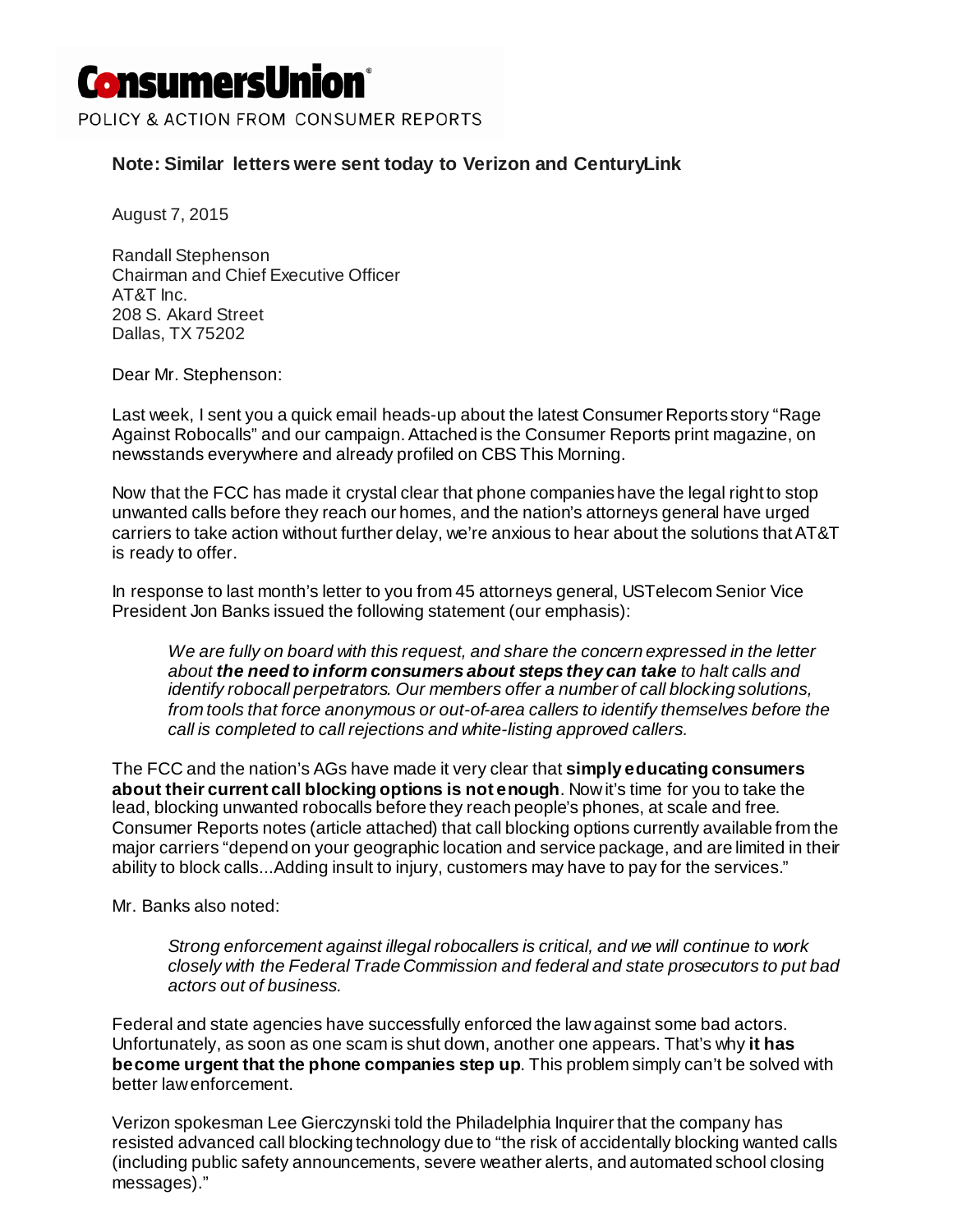**ConsumersUnion**

POLICY & ACTION FROM CONSUMER REPORTS

**Note: Similar letters were sent today to Verizon and CenturyLink**

August 7, 2015

Randall Stephenson
Chairman and Chief Executive Officer
AT&T Inc.
208 S. Akard Street
Dallas, TX 75202

Dear Mr. Stephenson:

Last week, I sent you a quick email heads-up about the latest Consumer Reports story "Rage Against Robocalls" and our campaign. Attached is the Consumer Reports print magazine, on newsstands everywhere and already profiled on CBS This Morning.

Now that the FCC has made it crystal clear that phone companies have the legal right to stop unwanted calls before they reach our homes, and the nation's attorneys general have urged carriers to take action without further delay, we're anxious to hear about the solutions that AT&T is ready to offer.

In response to last month's letter to you from 45 attorneys general, USTelecom Senior Vice President Jon Banks issued the following statement (our emphasis):

> *We are fully on board with this request, and share the concern expressed in the letter about **the need to inform consumers about steps they can take** to halt calls and identify robocall perpetrators. Our members offer a number of call blocking solutions, from tools that force anonymous or out-of-area callers to identify themselves before the call is completed to call rejections and white-listing approved callers.*

The FCC and the nation's AGs have made it very clear that **simply educating consumers about their current call blocking options is not enough**. Now it's time for you to take the lead, blocking unwanted robocalls before they reach people's phones, at scale and free. Consumer Reports notes (article attached) that call blocking options currently available from the major carriers "depend on your geographic location and service package, and are limited in their ability to block calls...Adding insult to injury, customers may have to pay for the services."

Mr. Banks also noted:

> *Strong enforcement against illegal robocallers is critical, and we will continue to work closely with the Federal Trade Commission and federal and state prosecutors to put bad actors out of business.*

Federal and state agencies have successfully enforced the law against some bad actors. Unfortunately, as soon as one scam is shut down, another one appears. That's why **it has become urgent that the phone companies step up**. This problem simply can't be solved with better law enforcement.

Verizon spokesman Lee Gierczynski told the Philadelphia Inquirer that the company has resisted advanced call blocking technology due to "the risk of accidentally blocking wanted calls (including public safety announcements, severe weather alerts, and automated school closing messages)."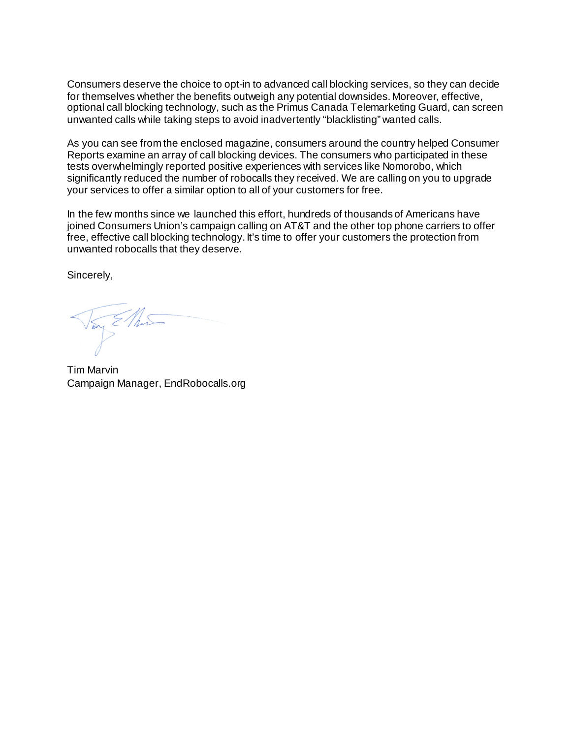Consumers deserve the choice to opt-in to advanced call blocking services, so they can decide for themselves whether the benefits outweigh any potential downsides. Moreover, effective, optional call blocking technology, such as the Primus Canada Telemarketing Guard, can screen unwanted calls while taking steps to avoid inadvertently "blacklisting" wanted calls.

As you can see from the enclosed magazine, consumers around the country helped Consumer Reports examine an array of call blocking devices. The consumers who participated in these tests overwhelmingly reported positive experiences with services like Nomorobo, which significantly reduced the number of robocalls they received. We are calling on you to upgrade your services to offer a similar option to all of your customers for free.

In the few months since we launched this effort, hundreds of thousands of Americans have joined Consumers Union's campaign calling on AT&T and the other top phone carriers to offer free, effective call blocking technology. It's time to offer your customers the protection from unwanted robocalls that they deserve.

Sincerely,

Tim Marvin
Campaign Manager, EndRobocalls.org